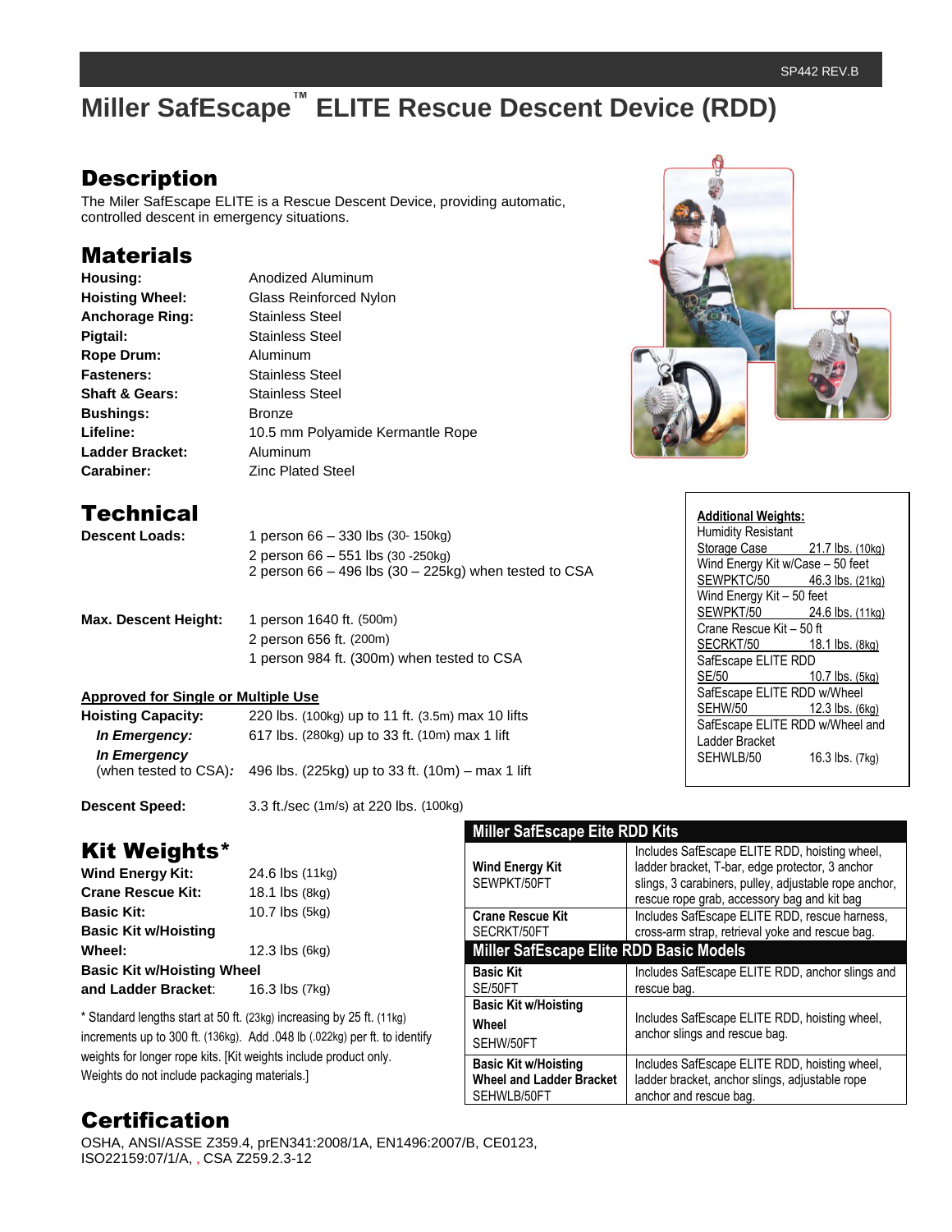# Miller SafEscape™ ELITE Rescue Descent Device (RDD)

## Description

The Miler SafEscape ELITE is a Rescue Descent Device, providing automatic, controlled descent in emergency situations.

## Materials

| | |
|---|---|
| **Housing:** | Anodized Aluminum |
| **Hoisting Wheel:** | Glass Reinforced Nylon |
| **Anchorage Ring:** | Stainless Steel |
| **Pigtail:** | Stainless Steel |
| **Rope Drum:** | Aluminum |
| **Fasteners:** | Stainless Steel |
| **Shaft & Gears:** | Stainless Steel |
| **Bushings:** | Bronze |
| **Lifeline:** | 10.5 mm Polyamide Kermantle Rope |
| **Ladder Bracket:** | Aluminum |
| **Carabiner:** | Zinc Plated Steel |

## Technical

**Descent Loads:**
1 person 66 – 330 lbs (30- 150kg)
2 person 66 – 551 lbs (30 -250kg)
2 person 66 – 496 lbs (30 – 225kg) when tested to CSA

**Max. Descent Height:**
1 person 1640 ft. (500m)
2 person 656 ft. (200m)
1 person 984 ft. (300m) when tested to CSA

**Approved for Single or Multiple Use**

**Hoisting Capacity:** 220 lbs. (100kg) up to 11 ft. (3.5m) max 10 lifts
***In Emergency:*** 617 lbs. (280kg) up to 33 ft. (10m) max 1 lift
***In Emergency*** (when tested to CSA)***:*** 496 lbs. (225kg) up to 33 ft. (10m) – max 1 lift

**Descent Speed:** 3.3 ft./sec (1m/s) at 220 lbs. (100kg)

**Additional Weights:**

| | |
|---|---|
| Humidity Resistant Storage Case | 21.7 lbs. (10kg) |
| Wind Energy Kit w/Case – 50 feet SEWPKTC/50 | 46.3 lbs. (21kg) |
| Wind Energy Kit – 50 feet SEWPKT/50 | 24.6 lbs. (11kg) |
| Crane Rescue Kit – 50 ft SECRKT/50 | 18.1 lbs. (8kg) |
| SafEscape ELITE RDD SE/50 | 10.7 lbs. (5kg) |
| SafEscape ELITE RDD w/Wheel SEHW/50 | 12.3 lbs. (6kg) |
| SafEscape ELITE RDD w/Wheel and Ladder Bracket SEHWLB/50 | 16.3 lbs. (7kg) |

## Kit Weights*

| | |
|---|---|
| **Wind Energy Kit:** | 24.6 lbs (11kg) |
| **Crane Rescue Kit:** | 18.1 lbs (8kg) |
| **Basic Kit:** | 10.7 lbs (5kg) |
| **Basic Kit w/Hoisting Wheel:** | 12.3 lbs (6kg) |
| **Basic Kit w/Hoisting Wheel and Ladder Bracket**: | 16.3 lbs (7kg) |

* Standard lengths start at 50 ft. (23kg) increasing by 25 ft. (11kg) increments up to 300 ft. (136kg). Add .048 lb (.022kg) per ft. to identify weights for longer rope kits. [Kit weights include product only. Weights do not include packaging materials.]

| **Miller SafEscape Eite RDD Kits** | |
|---|---|
| **Wind Energy Kit** SEWPKT/50FT | Includes SafEscape ELITE RDD, hoisting wheel, ladder bracket, T-bar, edge protector, 3 anchor slings, 3 carabiners, pulley, adjustable rope anchor, rescue rope grab, accessory bag and kit bag |
| **Crane Rescue Kit** SECRKT/50FT | Includes SafEscape ELITE RDD, rescue harness, cross-arm strap, retrieval yoke and rescue bag. |
| **Miller SafEscape Elite RDD Basic Models** | |
| **Basic Kit** SE/50FT | Includes SafEscape ELITE RDD, anchor slings and rescue bag. |
| **Basic Kit w/Hoisting Wheel** SEHW/50FT | Includes SafEscape ELITE RDD, hoisting wheel, anchor slings and rescue bag. |
| **Basic Kit w/Hoisting Wheel and Ladder Bracket** SEHWLB/50FT | Includes SafEscape ELITE RDD, hoisting wheel, ladder bracket, anchor slings, adjustable rope anchor and rescue bag. |

## Certification

OSHA, ANSI/ASSE Z359.4, prEN341:2008/1A, EN1496:2007/B, CE0123, ISO22159:07/1/A, , CSA Z259.2.3-12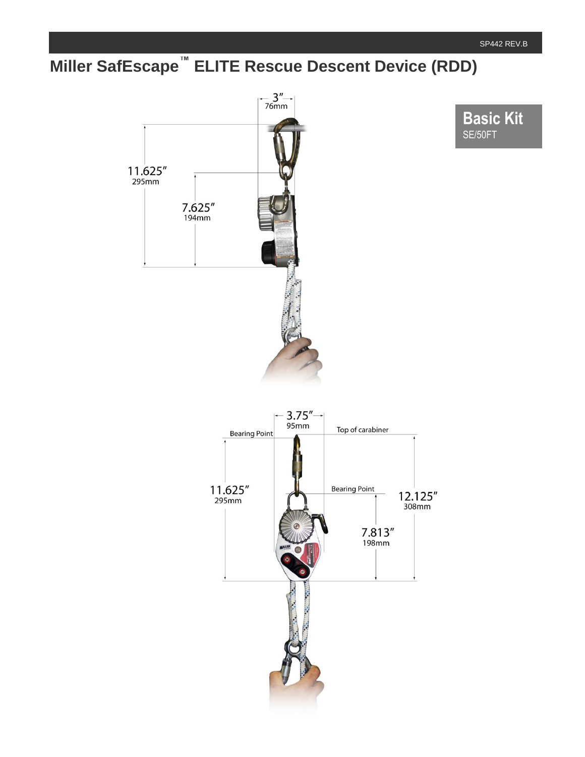# Miller SafEscape™ ELITE Rescue Descent Device (RDD)

**Basic Kit**
SE/50FT

3″
76mm

11.625″
295mm

7.625″
194mm

3.75″
95mm

Bearing Point

Top of carabiner

11.625″
295mm

Bearing Point

12.125″
308mm

7.813″
198mm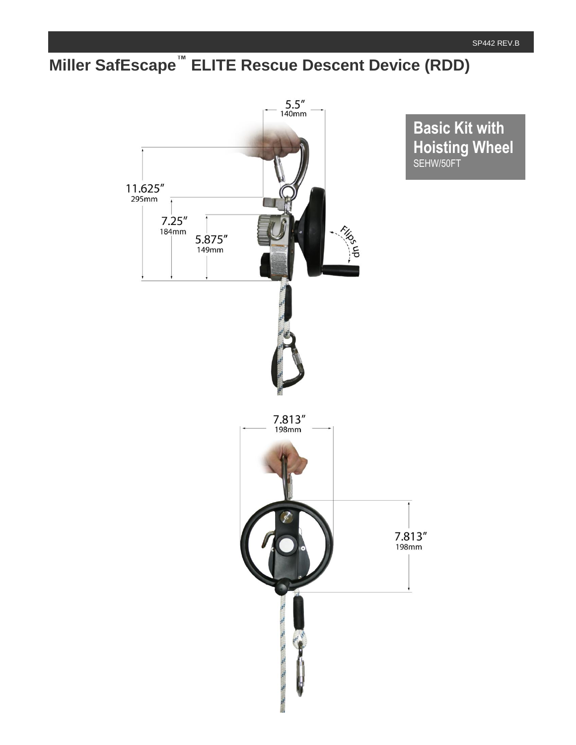# Miller SafEscape™ ELITE Rescue Descent Device (RDD)

**Basic Kit with Hoisting Wheel**
SEHW/50FT

5.5″
140mm

11.625″
295mm

7.25″
184mm

5.875″
149mm

Flips up

7.813″
198mm

7.813″
198mm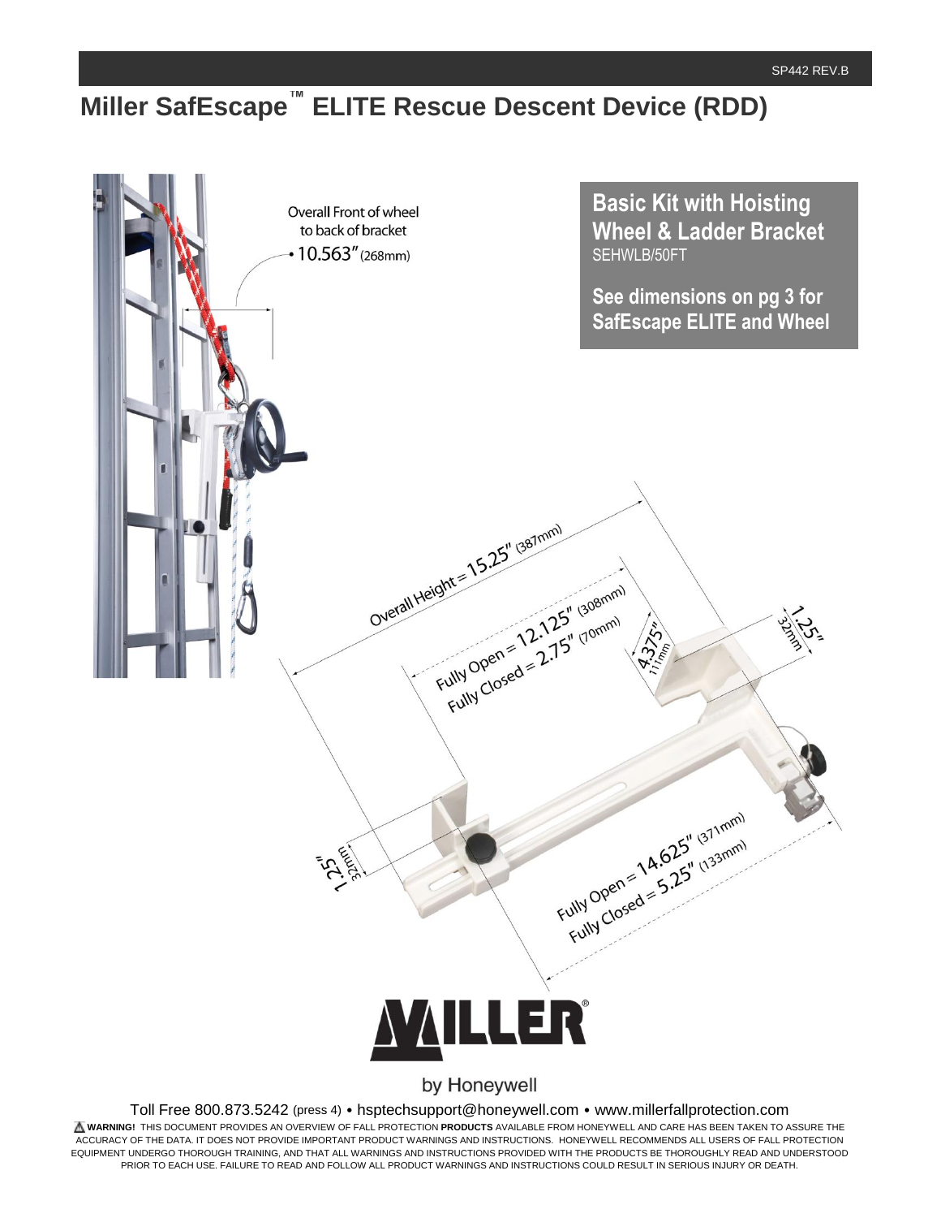# Miller SafEscape™ ELITE Rescue Descent Device (RDD)

Overall Front of wheel to back of bracket
• 10.563″ (268mm)

**Basic Kit with Hoisting Wheel & Ladder Bracket**
SEHWLB/50FT

**See dimensions on pg 3 for SafEscape ELITE and Wheel**

Overall Height = 15.25″ (387mm)

Fully Open = 12.125″ (308mm)
Fully Closed = 2.75″ (70mm)

4.375″ 111mm

1.25″ 32mm

1.25″ 32mm

Fully Open = 14.625″ (371mm)
Fully Closed = 5.25″ (133mm)

MILLER®
by Honeywell

Toll Free 800.873.5242 (press 4) • hsptechsupport@honeywell.com • www.millerfallprotection.com

⚠ **WARNING!** THIS DOCUMENT PROVIDES AN OVERVIEW OF FALL PROTECTION **PRODUCTS** AVAILABLE FROM HONEYWELL AND CARE HAS BEEN TAKEN TO ASSURE THE ACCURACY OF THE DATA. IT DOES NOT PROVIDE IMPORTANT PRODUCT WARNINGS AND INSTRUCTIONS. HONEYWELL RECOMMENDS ALL USERS OF FALL PROTECTION EQUIPMENT UNDERGO THOROUGH TRAINING, AND THAT ALL WARNINGS AND INSTRUCTIONS PROVIDED WITH THE PRODUCTS BE THOROUGHLY READ AND UNDERSTOOD PRIOR TO EACH USE. FAILURE TO READ AND FOLLOW ALL PRODUCT WARNINGS AND INSTRUCTIONS COULD RESULT IN SERIOUS INJURY OR DEATH.